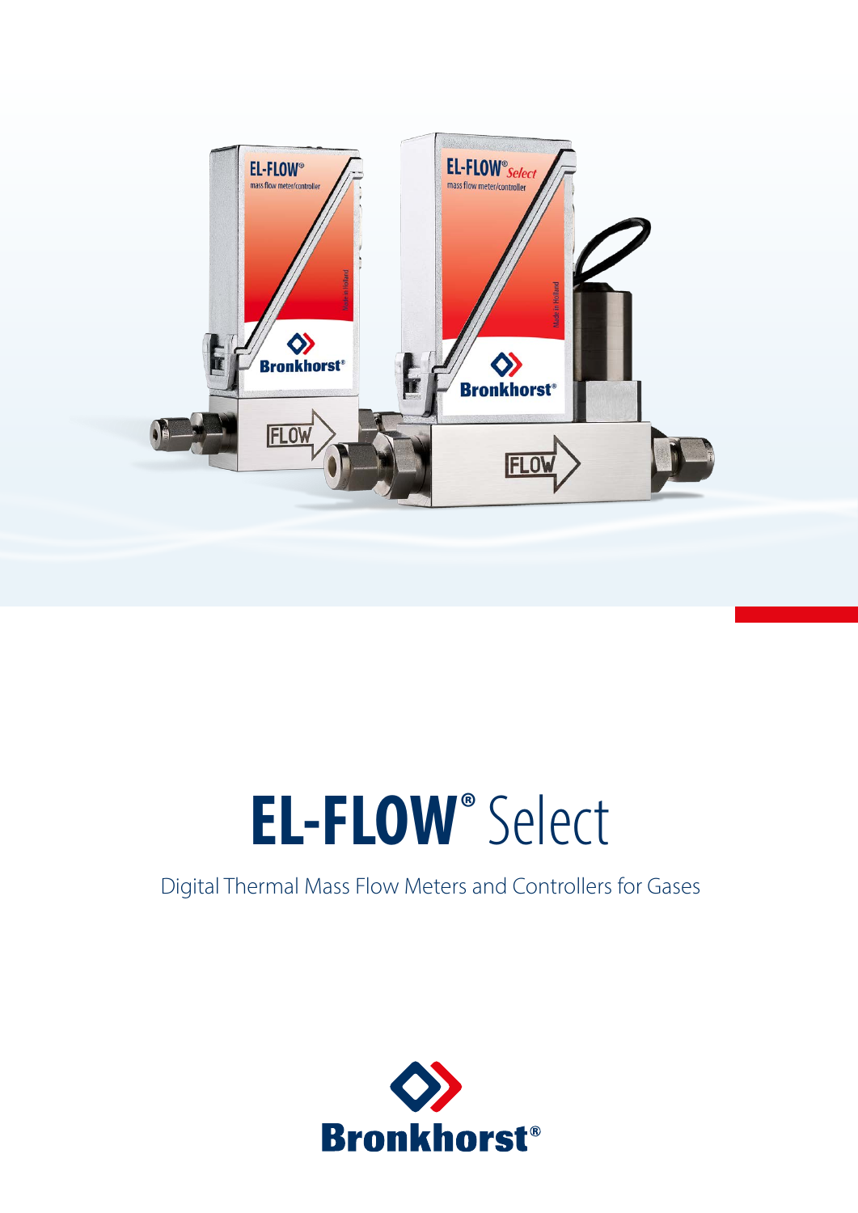# EL-FLOW® Select

Digital Thermal Mass Flow Meters and Controllers for Gases

Bronkhorst®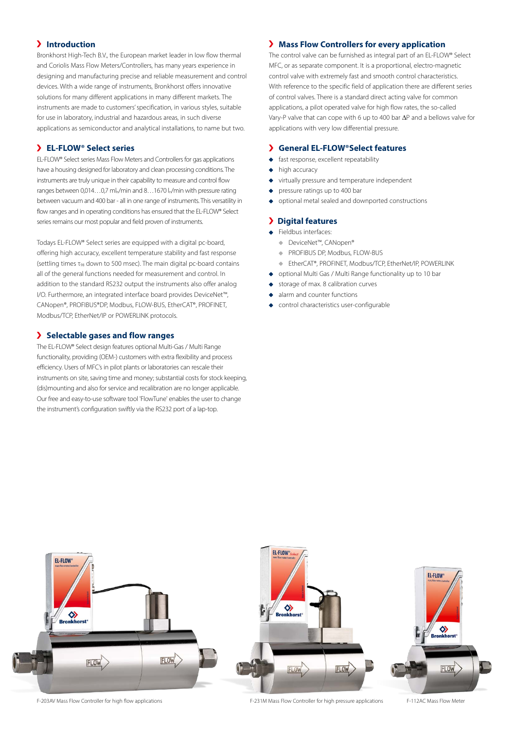## Introduction

Bronkhorst High-Tech B.V., the European market leader in low flow thermal and Coriolis Mass Flow Meters/Controllers, has many years experience in designing and manufacturing precise and reliable measurement and control devices. With a wide range of instruments, Bronkhorst offers innovative solutions for many different applications in many different markets. The instruments are made to customers' specification, in various styles, suitable for use in laboratory, industrial and hazardous areas, in such diverse applications as semiconductor and analytical installations, to name but two.

## EL-FLOW® Select series

EL-FLOW® Select series Mass Flow Meters and Controllers for gas applications have a housing designed for laboratory and clean processing conditions. The instruments are truly unique in their capability to measure and control flow ranges between 0,014…0,7 $ml_n$/min and 8…1670 $l_n$/min with pressure rating between vacuum and 400 bar - all in one range of instruments. This versatility in flow ranges and in operating conditions has ensured that the EL-FLOW® Select series remains our most popular and field proven of instruments.

Todays EL-FLOW® Select series are equipped with a digital pc-board, offering high accuracy, excellent temperature stability and fast response (settling times $\tau_{98}$ down to 500 msec). The main digital pc-board contains all of the general functions needed for measurement and control. In addition to the standard RS232 output the instruments also offer analog I/O. Furthermore, an integrated interface board provides DeviceNet™, CANopen®, PROFIBUS®DP, Modbus, FLOW-BUS, EtherCAT®, PROFINET, Modbus/TCP, EtherNet/IP or POWERLINK protocols.

## Selectable gases and flow ranges

The EL-FLOW® Select design features optional Multi-Gas / Multi Range functionality, providing (OEM-) customers with extra flexibility and process efficiency. Users of MFC's in pilot plants or laboratories can rescale their instruments on site, saving time and money; substantial costs for stock keeping, (dis)mounting and also for service and recalibration are no longer applicable. Our free and easy-to-use software tool 'FlowTune' enables the user to change the instrument's configuration swiftly via the RS232 port of a lap-top.

## Mass Flow Controllers for every application

The control valve can be furnished as integral part of an EL-FLOW® Select MFC, or as separate component. It is a proportional, electro-magnetic control valve with extremely fast and smooth control characteristics. With reference to the specific field of application there are different series of control valves. There is a standard direct acting valve for common applications, a pilot operated valve for high flow rates, the so-called Vary-P valve that can cope with 6 up to 400 bar ΔP and a bellows valve for applications with very low differential pressure.

## General EL-FLOW®Select features

- fast response, excellent repeatability
- high accuracy
- virtually pressure and temperature independent
- pressure ratings up to 400 bar
- optional metal sealed and downported constructions

## Digital features

- Fieldbus interfaces:
  - DeviceNet™, CANopen®
  - PROFIBUS DP, Modbus, FLOW-BUS
  - EtherCAT®, PROFINET, Modbus/TCP, EtherNet/IP, POWERLINK
- optional Multi Gas / Multi Range functionality up to 10 bar
- storage of max. 8 calibration curves
- alarm and counter functions
- control characteristics user-configurable

F-203AV Mass Flow Controller for high flow applications

F-231M Mass Flow Controller for high pressure applications

F-112AC Mass Flow Meter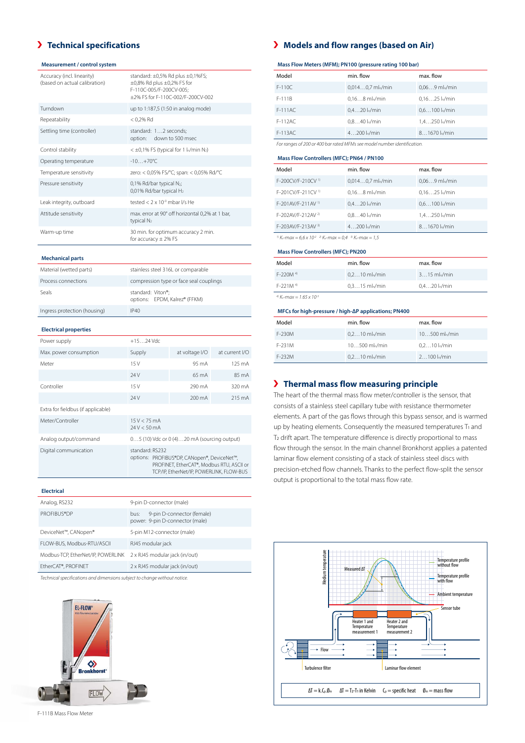## Technical specifications

### Measurement / control system

| | |
|---|---|
| Accuracy (incl. linearity) (based on actual calibration) | standard: ±0,5% Rd plus ±0,1%FS; ±0,8% Rd plus ±0,2% FS for F-110C-005/F-200CV-005; ±2% FS for F-110C-002/F-200CV-002 |
| Turndown | up to 1:187,5 (1:50 in analog mode) |
| Repeatability | < 0,2% Rd |
| Settling time (controller) | standard: 1…2 seconds; option: down to 500 msec |
| Control stability | < ±0,1% FS (typical for 1 $l_n$/min $N_2$) |
| Operating temperature | -10…+70°C |
| Temperature sensitivity | zero: < 0,05% FS/°C; span: < 0,05% Rd/°C |
| Pressure sensitivity | 0,1% Rd/bar typical $N_2$; 0,01% Rd/bar typical $H_2$ |
| Leak integrity, outboard | tested < 2 x $10^{-9}$ mbar l/s He |
| Attitude sensitivity | max. error at 90° off horizontal 0,2% at 1 bar, typical $N_2$ |
| Warm-up time | 30 min. for optimum accuracy 2 min. for accuracy ± 2% FS |

### Mechanical parts

| | |
|---|---|
| Material (wetted parts) | stainless steel 316L or comparable |
| Process connections | compression type or face seal couplings |
| Seals | standard: Viton®; options: EPDM, Kalrez® (FFKM) |
| Ingress protection (housing) | IP40 |

### Electrical properties

| | | | |
|---|---|---|---|
| Power supply | +15…24 Vdc | | |
| Max. power consumption | Supply | at voltage I/O | at current I/O |
| Meter | 15 V | 95 mA | 125 mA |
| | 24 V | 65 mA | 85 mA |
| Controller | 15 V | 290 mA | 320 mA |
| | 24 V | 200 mA | 215 mA |
| Extra for fieldbus (if applicable) | | | |
| Meter/Controller | 15 V < 75 mA 24 V < 50 mA | | |
| Analog output/command | 0…5 (10) Vdc or 0 (4)…20 mA (sourcing output) | | |
| Digital communication | standard: RS232 options: PROFIBUS®DP, CANopen®, DeviceNet™, PROFINET, EtherCAT®, Modbus RTU, ASCII or TCP/IP, EtherNet/IP, POWERLINK, FLOW-BUS | | |

### Electrical

| | |
|---|---|
| Analog, RS232 | 9-pin D-connector (male) |
| PROFIBUS®DP | bus: 9-pin D-connector (female) power: 9-pin D-connector (male) |
| DeviceNet™, CANopen® | 5-pin M12-connector (male) |
| FLOW-BUS, Modbus-RTU/ASCII | RJ45 modular jack |
| Modbus-TCP, EtherNet/IP, POWERLINK | 2 x RJ45 modular jack (in/out) |
| EtherCAT®, PROFINET | 2 x RJ45 modular jack (in/out) |

*Technical specifications and dimensions subject to change without notice.*

F-111B Mass Flow Meter

## Models and flow ranges (based on Air)

### Mass Flow Meters (MFM); PN100 (pressure rating 100 bar)

| Model | min. flow | max. flow |
|---|---|---|
| F-110C | 0,014…0,7 $ml_n$/min | 0,06…9 $ml_n$/min |
| F-111B | 0,16…8 $ml_n$/min | 0,16…25 $l_n$/min |
| F-111AC | 0,4…20 $l_n$/min | 0,6…100 $l_n$/min |
| F-112AC | 0,8…40 $l_n$/min | 1,4…250 $l_n$/min |
| F-113AC | 4…200 $l_n$/min | 8…1670 $l_n$/min |

*For ranges of 200 or 400 bar rated MFMs see model number identification.*

### Mass Flow Controllers (MFC); PN64 / PN100

| Model | min. flow | max. flow |
|---|---|---|
| F-200CV/F-210CV [1] | 0,014…0,7 $ml_n$/min | 0,06…9 $ml_n$/min |
| F-201CV/F-211CV [1] | 0,16…8 $ml_n$/min | 0,16…25 $l_n$/min |
| F-201AV/F-211AV [1] | 0,4…20 $l_n$/min | 0,6…100 $l_n$/min |
| F-202AV/F-212AV [2] | 0,8…40 $l_n$/min | 1,4…250 $l_n$/min |
| F-203AV/F-213AV [3] | 4…200 $l_n$/min | 8…1670 $l_n$/min |

[1] $K_v$-max = 6,6 x $10^{-2}$ [2] $K_v$-max = 0,4 [3] $K_v$-max = 1,5

### Mass Flow Controllers (MFC); PN200

| Model | min. flow | max. flow |
|---|---|---|
| F-220M [4] | 0,2…10 $ml_n$/min | 3…15 $ml_n$/min |
| F-221M [4] | 0,3…15 $ml_n$/min | 0,4…20 $l_n$/min |

[4] $K_v$-max = 1.65 x $10^{-3}$

### MFCs for high-pressure / high-ΔP applications; PN400

| Model | min. flow | max. flow |
|---|---|---|
| F-230M | 0,2…10 $ml_n$/min | 10…500 $ml_n$/min |
| F-231M | 10…500 $ml_n$/min | 0,2…10 $l_n$/min |
| F-232M | 0,2…10 $ml_n$/min | 2…100 $l_n$/min |

## Thermal mass flow measuring principle

The heart of the thermal mass flow meter/controller is the sensor, that consists of a stainless steel capillary tube with resistance thermometer elements. A part of the gas flows through this bypass sensor, and is warmed up by heating elements. Consequently the measured temperatures $T_1$ and $T_2$ drift apart. The temperature difference is directly proportional to mass flow through the sensor. In the main channel Bronkhorst applies a patented laminar flow element consisting of a stack of stainless steel discs with precision-etched flow channels. Thanks to the perfect flow-split the sensor output is proportional to the total mass flow rate.

$\Delta T = k.C_p.\Phi_m$ $\Delta T = T_2 - T_1$ in Kelvin $C_p$ = specific heat $\Phi_m$ = mass flow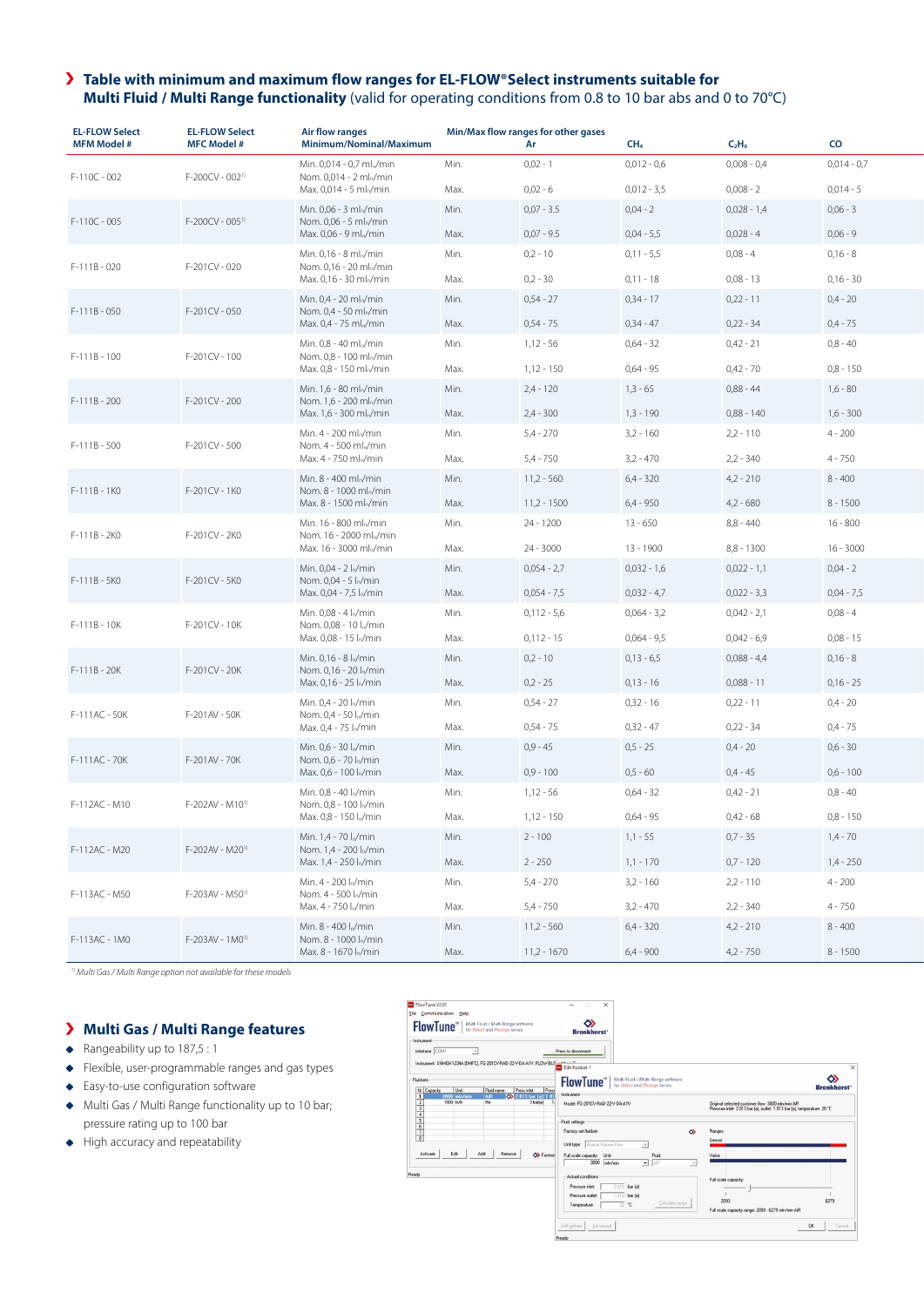## › Table with minimum and maximum flow ranges for EL-FLOW®Select instruments suitable for Multi Fluid / Multi Range functionality (valid for operating conditions from 0.8 to 10 bar abs and 0 to 70°C)

| EL-FLOW Select MFM Model # | EL-FLOW Select MFC Model # | Air flow ranges Minimum/Nominal/Maximum | Min/Max flow ranges for other gases | Ar | $CH_4$ | $C_2H_6$ | CO |
|---|---|---|---|---|---|---|---|
| F-110C - 002 | F-200CV - 002[1] | Min. 0,014 - 0,7 mln/min<br>Nom. 0,014 - 2 mln/min<br>Max. 0,014 - 5 mln/min | Min.<br>Max. | 0,02 - 1<br>0,02 - 6 | 0,012 - 0,6<br>0,012 - 3,5 | 0,008 - 0,4<br>0,008 - 2 | 0,014 - 0,7<br>0,014 - 5 |
| F-110C - 005 | F-200CV - 005[1] | Min. 0,06 - 3 mln/min<br>Nom. 0,06 - 5 mln/min<br>Max. 0,06 - 9 mln/min | Min.<br>Max. | 0,07 - 3.5<br>0,07 - 9.5 | 0,04 - 2<br>0,04 - 5,5 | 0,028 - 1,4<br>0,028 - 4 | 0,06 - 3<br>0,06 - 9 |
| F-111B - 020 | F-201CV - 020 | Min. 0,16 - 8 mln/min<br>Nom. 0,16 - 20 mln/min<br>Max. 0,16 - 30 mln/min | Min.<br>Max. | 0,2 - 10<br>0,2 - 30 | 0,11 - 5,5<br>0,11 - 18 | 0,08 - 4<br>0,08 - 13 | 0,16 - 8<br>0,16 - 30 |
| F-111B - 050 | F-201CV - 050 | Min. 0,4 - 20 mln/min<br>Nom. 0,4 - 50 mln/min<br>Max. 0,4 - 75 mln/min | Min.<br>Max. | 0,54 - 27<br>0,54 - 75 | 0,34 - 17<br>0,34 - 47 | 0,22 - 11<br>0,22 - 34 | 0,4 - 20<br>0,4 - 75 |
| F-111B - 100 | F-201CV - 100 | Min. 0,8 - 40 mln/min<br>Nom. 0,8 - 100 mln/min<br>Max. 0,8 - 150 mln/min | Min.<br>Max. | 1,12 - 56<br>1,12 - 150 | 0,64 - 32<br>0,64 - 95 | 0,42 - 21<br>0,42 - 70 | 0,8 - 40<br>0,8 - 150 |
| F-111B - 200 | F-201CV - 200 | Min. 1,6 - 80 mln/min<br>Nom. 1,6 - 200 mln/min<br>Max. 1,6 - 300 mln/min | Min.<br>Max. | 2,4 - 120<br>2,4 - 300 | 1,3 - 65<br>1,3 - 190 | 0,88 - 44<br>0,88 - 140 | 1,6 - 80<br>1,6 - 300 |
| F-111B - 500 | F-201CV - 500 | Min. 4 - 200 mln/min<br>Nom. 4 - 500 mln/min<br>Max. 4 - 750 mln/min | Min.<br>Max. | 5,4 - 270<br>5,4 - 750 | 3,2 - 160<br>3,2 - 470 | 2,2 - 110<br>2,2 - 340 | 4 - 200<br>4 - 750 |
| F-111B - 1K0 | F-201CV - 1K0 | Min. 8 - 400 mln/min<br>Nom. 8 - 1000 mln/min<br>Max. 8 - 1500 mln/min | Min.<br>Max. | 11,2 - 560<br>11,2 - 1500 | 6,4 - 320<br>6,4 - 950 | 4,2 - 210<br>4,2 - 680 | 8 - 400<br>8 - 1500 |
| F-111B - 2K0 | F-201CV - 2K0 | Min. 16 - 800 mln/min<br>Nom. 16 - 2000 mln/min<br>Max. 16 - 3000 mln/min | Min.<br>Max. | 24 - 1200<br>24 - 3000 | 13 - 650<br>13 - 1900 | 8,8 - 440<br>8,8 - 1300 | 16 - 800<br>16 - 3000 |
| F-111B - 5K0 | F-201CV - 5K0 | Min. 0,04 - 2 ln/min<br>Nom. 0,04 - 5 ln/min<br>Max. 0,04 - 7,5 ln/min | Min.<br>Max. | 0,054 - 2,7<br>0,054 - 7,5 | 0,032 - 1,6<br>0,032 - 4,7 | 0,022 - 1,1<br>0,022 - 3,3 | 0,04 - 2<br>0,04 - 7,5 |
| F-111B - 10K | F-201CV - 10K | Min. 0,08 - 4 ln/min<br>Nom. 0,08 - 10 ln/min<br>Max. 0,08 - 15 ln/min | Min.<br>Max. | 0,112 - 5,6<br>0,112 - 15 | 0,064 - 3,2<br>0,064 - 9,5 | 0,042 - 2,1<br>0,042 - 6,9 | 0,08 - 4<br>0,08 - 15 |
| F-111B - 20K | F-201CV - 20K | Min. 0,16 - 8 ln/min<br>Nom. 0,16 - 20 ln/min<br>Max. 0,16 - 25 ln/min | Min.<br>Max. | 0,2 - 10<br>0,2 - 25 | 0,13 - 6,5<br>0,13 - 16 | 0,088 - 4,4<br>0,088 - 11 | 0,16 - 8<br>0,16 - 25 |
| F-111AC - 50K | F-201AV - 50K | Min. 0,4 - 20 ln/min<br>Nom. 0,4 - 50 ln/min<br>Max. 0,4 - 75 ln/min | Min.<br>Max. | 0,54 - 27<br>0,54 - 75 | 0,32 - 16<br>0,32 - 47 | 0,22 - 11<br>0,22 - 34 | 0,4 - 20<br>0,4 - 75 |
| F-111AC - 70K | F-201AV - 70K | Min. 0,6 - 30 ln/min<br>Nom. 0,6 - 70 ln/min<br>Max. 0,6 - 100 ln/min | Min.<br>Max. | 0,9 - 45<br>0,9 - 100 | 0,5 - 25<br>0,5 - 60 | 0,4 - 20<br>0,4 - 45 | 0,6 - 30<br>0,6 - 100 |
| F-112AC - M10 | F-202AV - M10[1] | Min. 0,8 - 40 ln/min<br>Nom. 0,8 - 100 ln/min<br>Max. 0,8 - 150 ln/min | Min.<br>Max. | 1,12 - 56<br>1,12 - 150 | 0,64 - 32<br>0,64 - 95 | 0,42 - 21<br>0,42 - 68 | 0,8 - 40<br>0,8 - 150 |
| F-112AC - M20 | F-202AV - M20[1] | Min. 1,4 - 70 ln/min<br>Nom. 1,4 - 200 ln/min<br>Max. 1,4 - 250 ln/min | Min.<br>Max. | 2 - 100<br>2 - 250 | 1,1 - 55<br>1,1 - 170 | 0,7 - 35<br>0,7 - 120 | 1,4 - 70<br>1,4 - 250 |
| F-113AC - M50 | F-203AV - M50[1] | Min. 4 - 200 ln/min<br>Nom. 4 - 500 ln/min<br>Max. 4 - 750 ln/min | Min.<br>Max. | 5,4 - 270<br>5,4 - 750 | 3,2 - 160<br>3,2 - 470 | 2,2 - 110<br>2,2 - 340 | 4 - 200<br>4 - 750 |
| F-113AC - 1M0 | F-203AV - 1M0[1] | Min. 8 - 400 ln/min<br>Nom. 8 - 1000 ln/min<br>Max. 8 - 1670 ln/min | Min.<br>Max. | 11,2 - 560<br>11,2 - 1670 | 6,4 - 320<br>6,4 - 900 | 4,2 - 210<br>4,2 - 750 | 8 - 400<br>8 - 1500 |

*[1] Multi Gas / Multi Range option not available for these models*

## › Multi Gas / Multi Range features

- Rangeability up to 187,5 : 1
- Flexible, user-programmable ranges and gas types
- Easy-to-use configuration software
- Multi Gas / Multi Range functionality up to 10 bar; pressure rating up to 100 bar
- High accuracy and repeatability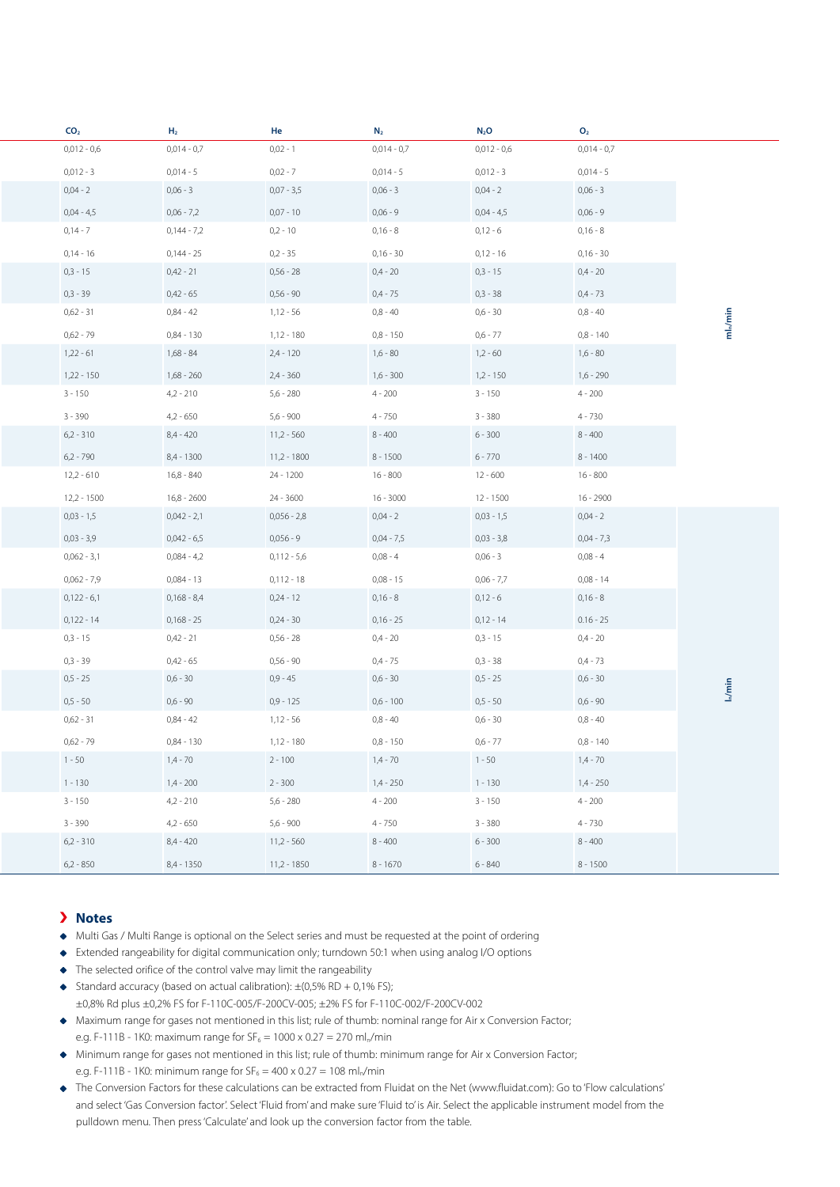| $CO_2$ | $H_2$ | He | $N_2$ | $N_2O$ | $O_2$ | |
|---|---|---|---|---|---|---|
| 0,012 - 0,6 | 0,014 - 0,7 | 0,02 - 1 | 0,014 - 0,7 | 0,012 - 0,6 | 0,014 - 0,7 | $ml_n$/min |
| 0,012 - 3 | 0,014 - 5 | 0,02 - 7 | 0,014 - 5 | 0,012 - 3 | 0,014 - 5 | |
| 0,04 - 2 | 0,06 - 3 | 0,07 - 3,5 | 0,06 - 3 | 0,04 - 2 | 0,06 - 3 | |
| 0,04 - 4,5 | 0,06 - 7,2 | 0,07 - 10 | 0,06 - 9 | 0,04 - 4,5 | 0,06 - 9 | |
| 0,14 - 7 | 0,144 - 7,2 | 0,2 - 10 | 0,16 - 8 | 0,12 - 6 | 0,16 - 8 | |
| 0,14 - 16 | 0,144 - 25 | 0,2 - 35 | 0,16 - 30 | 0,12 - 16 | 0,16 - 30 | |
| 0,3 - 15 | 0,42 - 21 | 0,56 - 28 | 0,4 - 20 | 0,3 - 15 | 0,4 - 20 | |
| 0,3 - 39 | 0,42 - 65 | 0,56 - 90 | 0,4 - 75 | 0,3 - 38 | 0,4 - 73 | |
| 0,62 - 31 | 0,84 - 42 | 1,12 - 56 | 0,8 - 40 | 0,6 - 30 | 0,8 - 40 | |
| 0,62 - 79 | 0,84 - 130 | 1,12 - 180 | 0,8 - 150 | 0,6 - 77 | 0,8 - 140 | |
| 1,22 - 61 | 1,68 - 84 | 2,4 - 120 | 1,6 - 80 | 1,2 - 60 | 1,6 - 80 | |
| 1,22 - 150 | 1,68 - 260 | 2,4 - 360 | 1,6 - 300 | 1,2 - 150 | 1,6 - 290 | |
| 3 - 150 | 4,2 - 210 | 5,6 - 280 | 4 - 200 | 3 - 150 | 4 - 200 | |
| 3 - 390 | 4,2 - 650 | 5,6 - 900 | 4 - 750 | 3 - 380 | 4 - 730 | |
| 6,2 - 310 | 8,4 - 420 | 11,2 - 560 | 8 - 400 | 6 - 300 | 8 - 400 | |
| 6,2 - 790 | 8,4 - 1300 | 11,2 - 1800 | 8 - 1500 | 6 - 770 | 8 - 1400 | |
| 12,2 - 610 | 16,8 - 840 | 24 - 1200 | 16 - 800 | 12 - 600 | 16 - 800 | |
| 12,2 - 1500 | 16,8 - 2600 | 24 - 3600 | 16 - 3000 | 12 - 1500 | 16 - 2900 | |
| 0,03 - 1,5 | 0,042 - 2,1 | 0,056 - 2,8 | 0,04 - 2 | 0,03 - 1,5 | 0,04 - 2 | $l_n$/min |
| 0,03 - 3,9 | 0,042 - 6,5 | 0,056 - 9 | 0,04 - 7,5 | 0,03 - 3,8 | 0,04 - 7,3 | |
| 0,062 - 3,1 | 0,084 - 4,2 | 0,112 - 5,6 | 0,08 - 4 | 0,06 - 3 | 0,08 - 4 | |
| 0,062 - 7,9 | 0,084 - 13 | 0,112 - 18 | 0,08 - 15 | 0,06 - 7,7 | 0,08 - 14 | |
| 0,122 - 6,1 | 0,168 - 8,4 | 0,24 - 12 | 0,16 - 8 | 0,12 - 6 | 0,16 - 8 | |
| 0,122 - 14 | 0,168 - 25 | 0,24 - 30 | 0,16 - 25 | 0,12 - 14 | 0.16 - 25 | |
| 0,3 - 15 | 0,42 - 21 | 0,56 - 28 | 0,4 - 20 | 0,3 - 15 | 0,4 - 20 | |
| 0,3 - 39 | 0,42 - 65 | 0,56 - 90 | 0,4 - 75 | 0,3 - 38 | 0,4 - 73 | |
| 0,5 - 25 | 0,6 - 30 | 0,9 - 45 | 0,6 - 30 | 0,5 - 25 | 0,6 - 30 | |
| 0,5 - 50 | 0,6 - 90 | 0,9 - 125 | 0,6 - 100 | 0,5 - 50 | 0,6 - 90 | |
| 0,62 - 31 | 0,84 - 42 | 1,12 - 56 | 0,8 - 40 | 0,6 - 30 | 0,8 - 40 | |
| 0,62 - 79 | 0,84 - 130 | 1,12 - 180 | 0,8 - 150 | 0,6 - 77 | 0,8 - 140 | |
| 1 - 50 | 1,4 - 70 | 2 - 100 | 1,4 - 70 | 1 - 50 | 1,4 - 70 | |
| 1 - 130 | 1,4 - 200 | 2 - 300 | 1,4 - 250 | 1 - 130 | 1,4 - 250 | |
| 3 - 150 | 4,2 - 210 | 5,6 - 280 | 4 - 200 | 3 - 150 | 4 - 200 | |
| 3 - 390 | 4,2 - 650 | 5,6 - 900 | 4 - 750 | 3 - 380 | 4 - 730 | |
| 6,2 - 310 | 8,4 - 420 | 11,2 - 560 | 8 - 400 | 6 - 300 | 8 - 400 | |
| 6,2 - 850 | 8,4 - 1350 | 11,2 - 1850 | 8 - 1670 | 6 - 840 | 8 - 1500 | |

## Notes

- Multi Gas / Multi Range is optional on the Select series and must be requested at the point of ordering
- Extended rangeability for digital communication only; turndown 50:1 when using analog I/O options
- The selected orifice of the control valve may limit the rangeability
- Standard accuracy (based on actual calibration): ±(0,5% RD + 0,1% FS); ±0,8% Rd plus ±0,2% FS for F-110C-005/F-200CV-005; ±2% FS for F-110C-002/F-200CV-002
- Maximum range for gases not mentioned in this list; rule of thumb: nominal range for Air x Conversion Factor; e.g. F-111B - 1K0: maximum range for $SF_6$ = 1000 x 0.27 = 270 $ml_n$/min
- Minimum range for gases not mentioned in this list; rule of thumb: minimum range for Air x Conversion Factor; e.g. F-111B - 1K0: minimum range for $SF_6$ = 400 x 0.27 = 108 $ml_n$/min
- The Conversion Factors for these calculations can be extracted from Fluidat on the Net (www.fluidat.com): Go to 'Flow calculations' and select 'Gas Conversion factor'. Select 'Fluid from' and make sure 'Fluid to' is Air. Select the applicable instrument model from the pulldown menu. Then press 'Calculate' and look up the conversion factor from the table.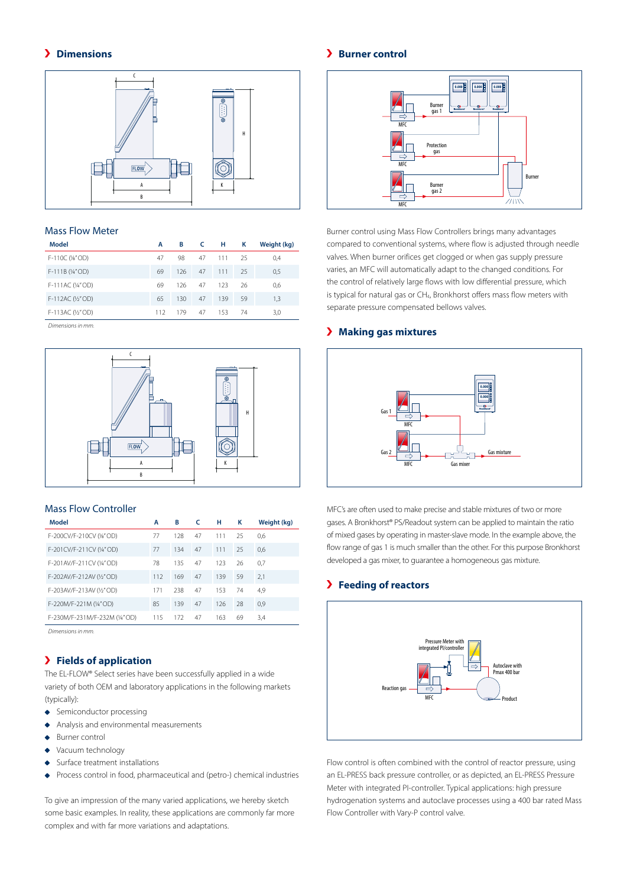## Dimensions

### Mass Flow Meter

| Model | A | B | C | H | K | Weight (kg) |
|---|---|---|---|---|---|---|
| F-110C (⅛" OD) | 47 | 98 | 47 | 111 | 25 | 0,4 |
| F-111B (¼" OD) | 69 | 126 | 47 | 111 | 25 | 0,5 |
| F-111AC (¼" OD) | 69 | 126 | 47 | 123 | 26 | 0,6 |
| F-112AC (½" OD) | 65 | 130 | 47 | 139 | 59 | 1,3 |
| F-113AC (½" OD) | 112 | 179 | 47 | 153 | 74 | 3,0 |

*Dimensions in mm.*

### Mass Flow Controller

| Model | A | B | C | H | K | Weight (kg) |
|---|---|---|---|---|---|---|
| F-200CV/F-210CV (⅛" OD) | 77 | 128 | 47 | 111 | 25 | 0,6 |
| F-201CV/F-211CV (¼" OD) | 77 | 134 | 47 | 111 | 25 | 0,6 |
| F-201AV/F-211CV (¼" OD) | 78 | 135 | 47 | 123 | 26 | 0,7 |
| F-202AV/F-212AV (½" OD) | 112 | 169 | 47 | 139 | 59 | 2,1 |
| F-203AV/F-213AV (½" OD) | 171 | 238 | 47 | 153 | 74 | 4,9 |
| F-220M/F-221M (¼" OD) | 85 | 139 | 47 | 126 | 28 | 0,9 |
| F-230M/F-231M/F-232M (¼" OD) | 115 | 172 | 47 | 163 | 69 | 3,4 |

*Dimensions in mm.*

## Fields of application

The EL-FLOW® Select series have been successfully applied in a wide variety of both OEM and laboratory applications in the following markets (typically):

- Semiconductor processing
- Analysis and environmental measurements
- Burner control
- Vacuum technology
- Surface treatment installations
- Process control in food, pharmaceutical and (petro-) chemical industries

To give an impression of the many varied applications, we hereby sketch some basic examples. In reality, these applications are commonly far more complex and with far more variations and adaptations.

## Burner control

Burner control using Mass Flow Controllers brings many advantages compared to conventional systems, where flow is adjusted through needle valves. When burner orifices get clogged or when gas supply pressure varies, an MFC will automatically adapt to the changed conditions. For the control of relatively large flows with low differential pressure, which is typical for natural gas or $CH_4$, Bronkhorst offers mass flow meters with separate pressure compensated bellows valves.

## Making gas mixtures

MFC's are often used to make precise and stable mixtures of two or more gases. A Bronkhorst® PS/Readout system can be applied to maintain the ratio of mixed gases by operating in master-slave mode. In the example above, the flow range of gas 1 is much smaller than the other. For this purpose Bronkhorst developed a gas mixer, to guarantee a homogeneous gas mixture.

## Feeding of reactors

Flow control is often combined with the control of reactor pressure, using an EL-PRESS back pressure controller, or as depicted, an EL-PRESS Pressure Meter with integrated PI-controller. Typical applications: high pressure hydrogenation systems and autoclave processes using a 400 bar rated Mass Flow Controller with Vary-P control valve.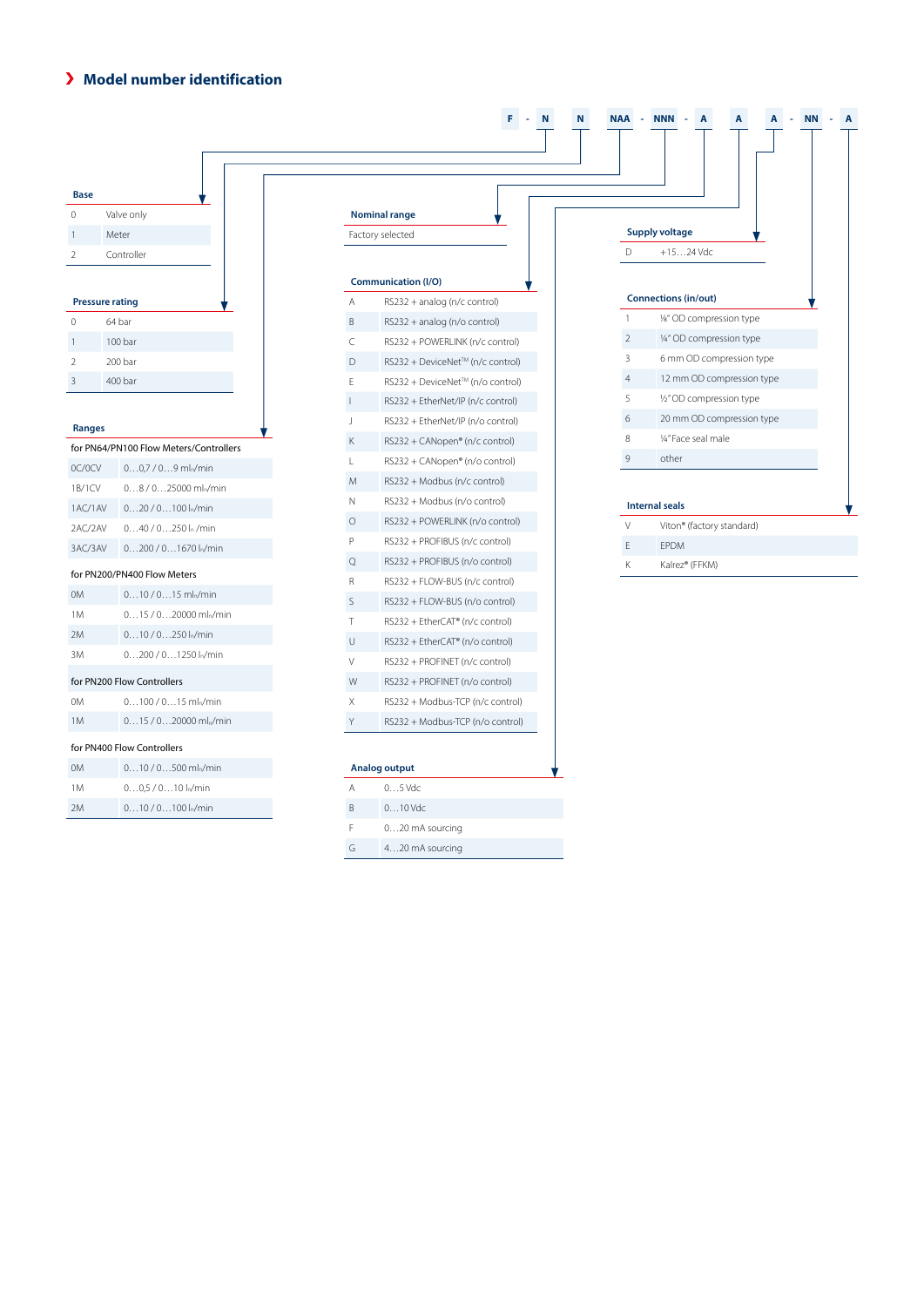## Model number identification

F - N N NAA - NNN - A A A - NN - A

**Base**

| | |
|---|---|
| 0 | Valve only |
| 1 | Meter |
| 2 | Controller |

**Pressure rating**

| | |
|---|---|
| 0 | 64 bar |
| 1 | 100 bar |
| 2 | 200 bar |
| 3 | 400 bar |

**Ranges**

| | |
|---|---|
| **for PN64/PN100 Flow Meters/Controllers** | |
| 0C/0CV | 0…0,7 / 0…9 mln/min |
| 1B/1CV | 0…8 / 0…25000 mln/min |
| 1AC/1AV | 0…20 / 0…100 ln/min |
| 2AC/2AV | 0…40 / 0…250 ln /min |
| 3AC/3AV | 0…200 / 0…1670 ln/min |
| **for PN200/PN400 Flow Meters** | |
| 0M | 0…10 / 0…15 mln/min |
| 1M | 0…15 / 0…20000 mln/min |
| 2M | 0…10 / 0…250 ln/min |
| 3M | 0…200 / 0…1250 ln/min |
| **for PN200 Flow Controllers** | |
| 0M | 0…100 / 0…15 mln/min |
| 1M | 0…15 / 0…20000 mln/min |
| **for PN400 Flow Controllers** | |
| 0M | 0…10 / 0…500 mln/min |
| 1M | 0…0,5 / 0…10 ln/min |
| 2M | 0…10 / 0…100 ln/min |

**Nominal range**

Factory selected

**Communication (I/O)**

| | |
|---|---|
| A | RS232 + analog (n/c control) |
| B | RS232 + analog (n/o control) |
| C | RS232 + POWERLINK (n/c control) |
| D | RS232 + DeviceNet™ (n/c control) |
| E | RS232 + DeviceNet™ (n/o control) |
| I | RS232 + EtherNet/IP (n/c control) |
| J | RS232 + EtherNet/IP (n/o control) |
| K | RS232 + CANopen® (n/c control) |
| L | RS232 + CANopen® (n/o control) |
| M | RS232 + Modbus (n/c control) |
| N | RS232 + Modbus (n/o control) |
| O | RS232 + POWERLINK (n/o control) |
| P | RS232 + PROFIBUS (n/c control) |
| Q | RS232 + PROFIBUS (n/o control) |
| R | RS232 + FLOW-BUS (n/c control) |
| S | RS232 + FLOW-BUS (n/o control) |
| T | RS232 + EtherCAT® (n/c control) |
| U | RS232 + EtherCAT® (n/o control) |
| V | RS232 + PROFINET (n/c control) |
| W | RS232 + PROFINET (n/o control) |
| X | RS232 + Modbus-TCP (n/c control) |
| Y | RS232 + Modbus-TCP (n/o control) |

**Analog output**

| | |
|---|---|
| A | 0…5 Vdc |
| B | 0…10 Vdc |
| F | 0…20 mA sourcing |
| G | 4…20 mA sourcing |

**Supply voltage**

| | |
|---|---|
| D | +15…24 Vdc |

**Connections (in/out)**

| | |
|---|---|
| 1 | ⅛" OD compression type |
| 2 | ¼" OD compression type |
| 3 | 6 mm OD compression type |
| 4 | 12 mm OD compression type |
| 5 | ½" OD compression type |
| 6 | 20 mm OD compression type |
| 8 | ¼" Face seal male |
| 9 | other |

**Internal seals**

| | |
|---|---|
| V | Viton® (factory standard) |
| E | EPDM |
| K | Kalrez® (FFKM) |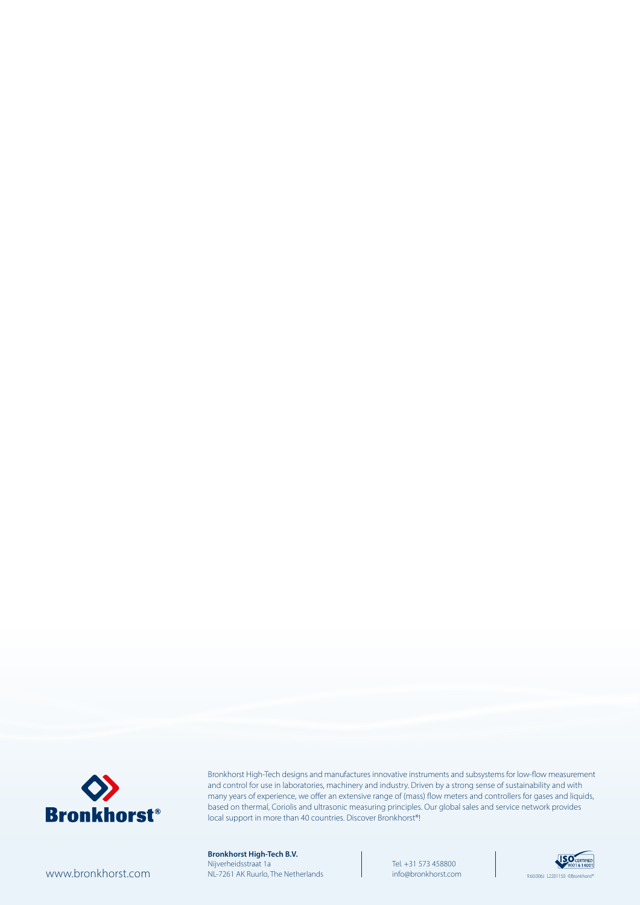**Bronkhorst®**

Bronkhorst High-Tech designs and manufactures innovative instruments and subsystems for low-flow measurement and control for use in laboratories, machinery and industry. Driven by a strong sense of sustainability and with many years of experience, we offer an extensive range of (mass) flow meters and controllers for gases and liquids, based on thermal, Coriolis and ultrasonic measuring principles. Our global sales and service network provides local support in more than 40 countries. Discover Bronkhorst®!

www.bronkhorst.com

**Bronkhorst High-Tech B.V.**
Nijverheidsstraat 1a
NL-7261 AK Ruurlo, The Netherlands

Tel. +31 573 458800
info@bronkhorst.com

ISO CERTIFIED 9001 & 14001

9.60.006J L2201150 ©Bronkhorst®